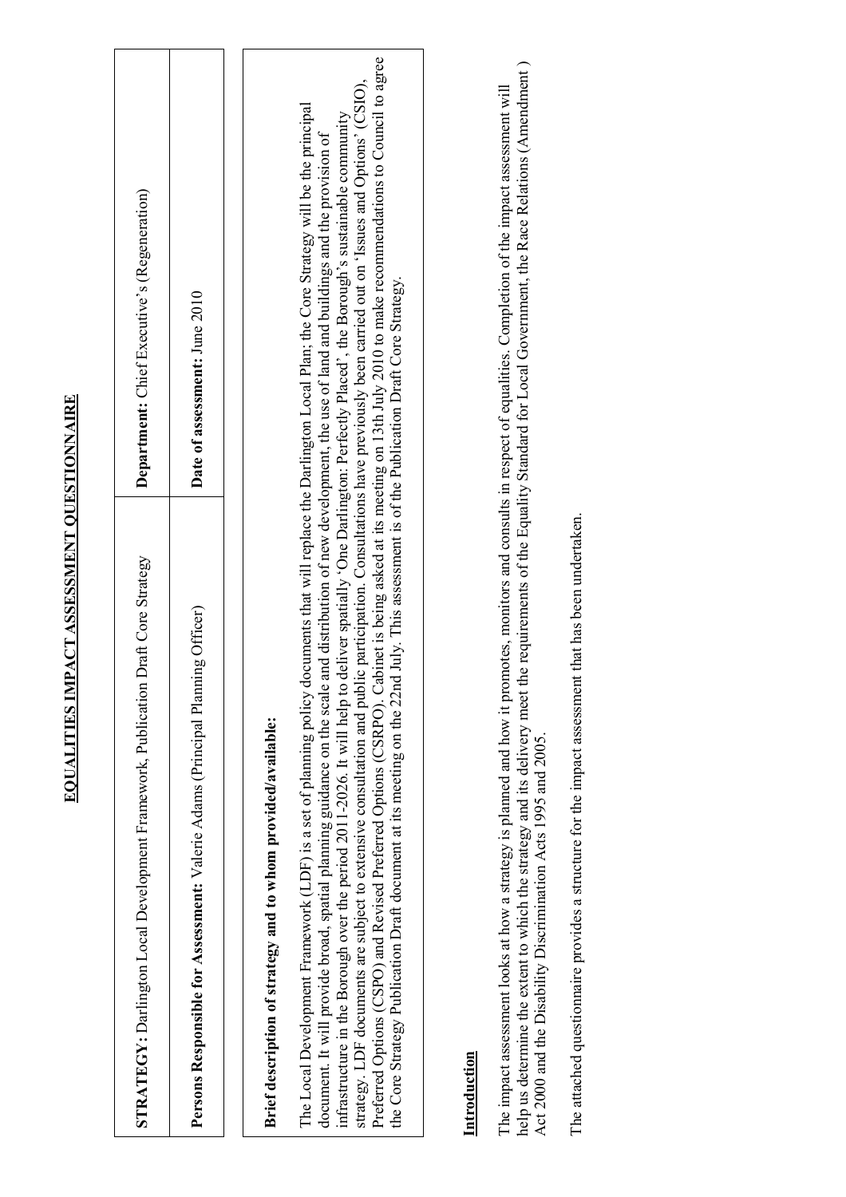# EQUALITIES IMPACT ASSESSMENT QUESTIONNAIRE

| **STRATEGY:** Darlington Local Development Framework, Publication Draft Core Strategy | **Department:** Chief Executive's (Regeneration) |
|---|---|
| **Persons Responsible for Assessment:** Valerie Adams (Principal Planning Officer) | **Date of assessment:** June 2010 |

**Brief description of strategy and to whom provided/available:**

The Local Development Framework (LDF) is a set of planning policy documents that will replace the Darlington Local Plan; the Core Strategy will be the principal document. It will provide broad, spatial planning guidance on the scale and distribution of new development, the use of land and buildings and the provision of infrastructure in the Borough over the period 2011-2026. It will help to deliver spatially 'One Darlington: Perfectly Placed', the Borough's sustainable community strategy. LDF documents are subject to extensive consultation and public participation. Consultations have previously been carried out on 'Issues and Options' (CSIO), Preferred Options (CSPO) and Revised Preferred Options (CSRPO). Cabinet is being asked at its meeting on 13th July 2010 to make recommendations to Council to agree the Core Strategy Publication Draft document at its meeting on the 22nd July. This assessment is of the Publication Draft Core Strategy.

## Introduction

The impact assessment looks at how a strategy is planned and how it promotes, monitors and consults in respect of equalities. Completion of the impact assessment will help us determine the extent to which the strategy and its delivery meet the requirements of the Equality Standard for Local Government, the Race Relations (Amendment) Act 2000 and the Disability Discrimination Acts 1995 and 2005.

The attached questionnaire provides a structure for the impact assessment that has been undertaken.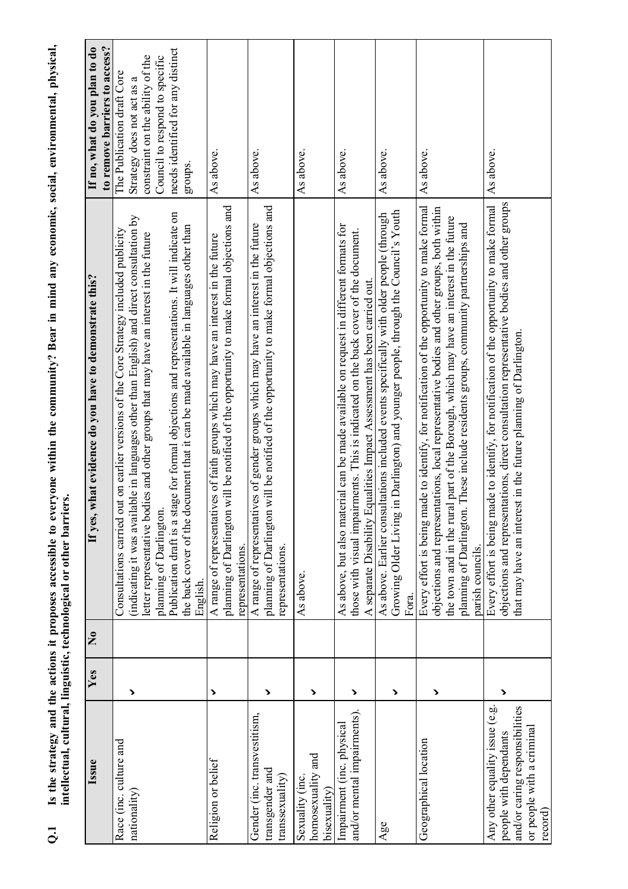**Q.1 Is the strategy and the actions it proposes accessible to everyone within the community? Bear in mind any economic, social, environmental, physical, intellectual, cultural, linguistic, technological or other barriers.**

| Issue | Yes | No | If yes, what evidence do you have to demonstrate this? | If no, what do you plan to do to remove barriers to access? |
|---|---|---|---|---|
| Race (inc. culture and nationality) | ✓ | | Consultations carried out on earlier versions of the Core Strategy included publicity (indicating it was available in languages other than English) and direct consultation by letter representative bodies and other groups that may have an interest in the future planning of Darlington.<br>Publication draft is a stage for formal objections and representations. It will indicate on the back cover of the document that it can be made available in languages other than English. | The Publication draft Core Strategy does not act as a constraint on the ability of the Council to respond to specific needs identified for any distinct groups. |
| Religion or belief | ✓ | | A range of representatives of faith groups which may have an interest in the future planning of Darlington will be notified of the opportunity to make formal objections and representations. | As above. |
| Gender (inc. transvestitism, transgender and transsexuality) | ✓ | | A range of representatives of gender groups which may have an interest in the future planning of Darlington will be notified of the opportunity to make formal objections and representations. | As above. |
| Sexuality (inc. homosexuality and bisexuality) | ✓ | | As above. | As above. |
| Impairment (inc. physical and/or mental impairments). | ✓ | | As above, but also material can be made available on request in different formats for those with visual impairments. This is indicated on the back cover of the document.<br>A separate Disability Equalities Impact Assessment has been carried out. | As above. |
| Age | ✓ | | As above. Earlier consultations included events specifically with older people (through Growing Older Living in Darlington) and younger people, through the Council's Youth Fora. | As above. |
| Geographical location | ✓ | | Every effort is being made to identify, for notification of the opportunity to make formal objections and representations, local representative bodies and other groups, both within the town and in the rural part of the Borough, which may have an interest in the future planning of Darlington. These include residents groups, community partnerships and parish councils. | As above. |
| Any other equality issue (e.g. people with dependants and/or caring responsibilities or people with a criminal record) | ✓ | | Every effort is being made to identify, for notification of the opportunity to make formal objections and representations, direct consultation representative bodies and other groups that may have an interest in the future planning of Darlington. | As above. |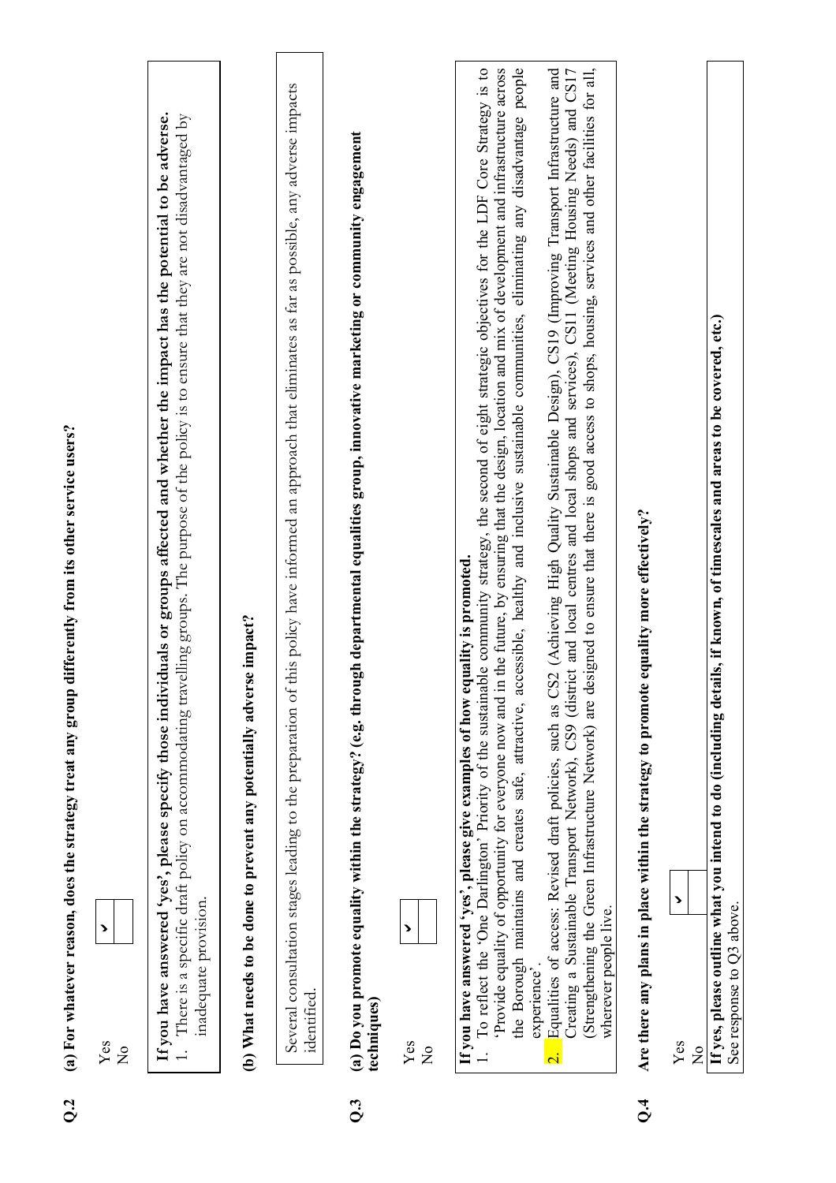**Q.2** **(a) For whatever reason, does the strategy treat any group differently from its other service users?**

| | |
|---|---|
| Yes | ✓ |
| No | |

**If you have answered 'yes', please specify those individuals or groups affected and whether the impact has the potential to be adverse.**

1. There is a specific draft policy on accommodating travelling groups. The purpose of the policy is to ensure that they are not disadvantaged by inadequate provision.

**(b) What needs to be done to prevent any potentially adverse impact?**

Several consultation stages leading to the preparation of this policy have informed an approach that eliminates as far as possible, any adverse impacts identified.

**Q.3** **(a) Do you promote equality within the strategy? (e.g. through departmental equalities group, innovative marketing or community engagement techniques)**

| | |
|---|---|
| Yes | ✓ |
| No | |

**If you have answered 'yes', please give examples of how equality is promoted.**

1. To reflect the 'One Darlington' Priority of the sustainable community strategy, the second of eight strategic objectives for the LDF Core Strategy is to 'Provide equality of opportunity for everyone now and in the future, by ensuring that the design, location and mix of development and infrastructure across the Borough maintains and creates safe, attractive, accessible, healthy and inclusive sustainable communities, eliminating any disadvantage people experience'.
2. Equalities of access: Revised draft policies, such as CS2 (Achieving High Quality Sustainable Design), CS19 (Improving Transport Infrastructure and Creating a Sustainable Transport Network), CS9 (district and local centres and local shops and services), CS11 (Meeting Housing Needs) and CS17 (Strengthening the Green Infrastructure Network) are designed to ensure that there is good access to shops, housing, services and other facilities for all, wherever people live.

**Q.4** **Are there any plans in place within the strategy to promote equality more effectively?**

| | |
|---|---|
| Yes | ✓ |
| No | |

**If yes, please outline what you intend to do (including details, if known, of timescales and areas to be covered, etc.)**

See response to Q3 above.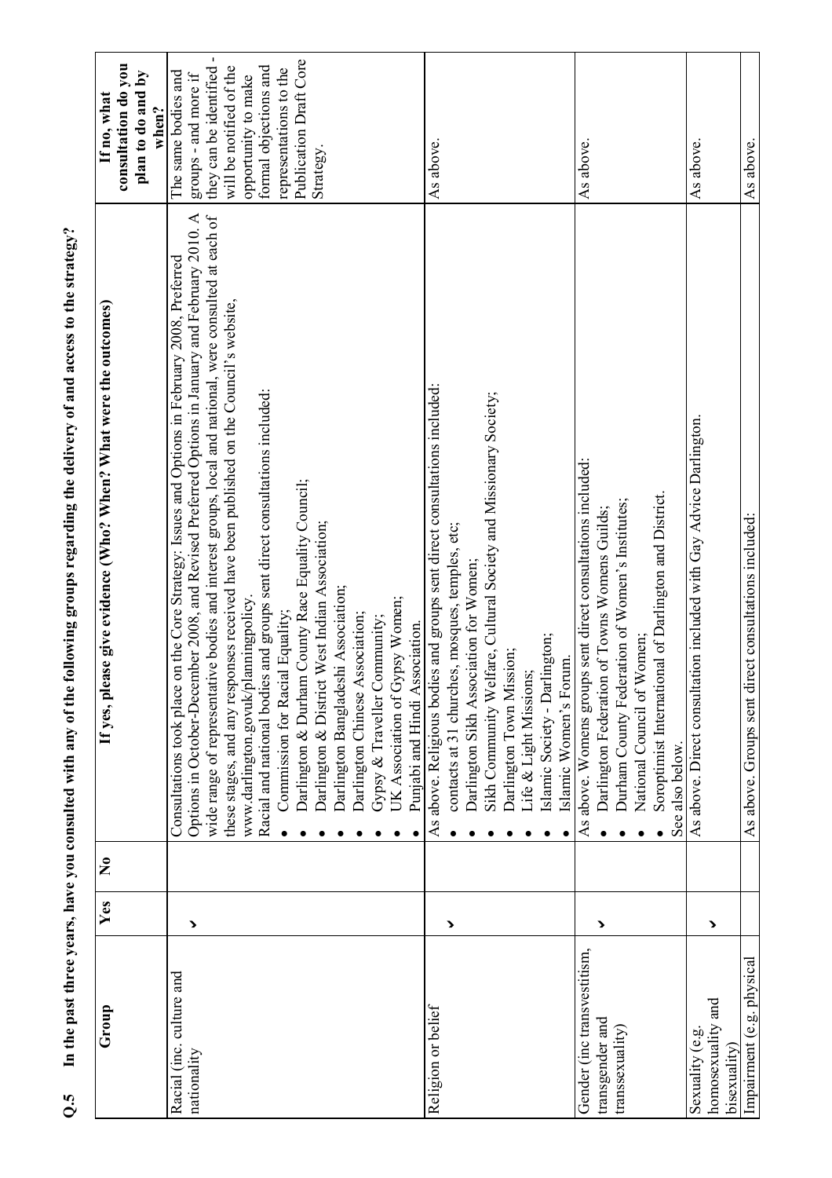**Q.5 In the past three years, have you consulted with any of the following groups regarding the delivery of and access to the strategy?**

| Group | Yes | No | If yes, please give evidence (Who? When? What were the outcomes) | If no, what consultation do you plan to do and by when? |
|---|---|---|---|---|
| Racial (inc. culture and nationality | ✓ | | Consultations took place on the Core Strategy: Issues and Options in February 2008, Preferred Options in October-December 2008, and Revised Preferred Options in January and February 2010. A wide range of representative bodies and interest groups, local and national, were consulted at each of these stages, and any responses received have been published on the Council's website, www.darlington.govuk/planningpolicy.<br>Racial and national bodies and groups sent direct consultations included:<br>• Commission for Racial Equality;<br>• Darlington & Durham County Race Equality Council;<br>• Darlington & District West Indian Association;<br>• Darlington Bangladeshi Association;<br>• Darlington Chinese Association;<br>• Gypsy & Traveller Community;<br>• UK Association of Gypsy Women;<br>• Punjabi and Hindi Association. | The same bodies and groups - and more if they can be identified - will be notified of the opportunity to make formal objections and representations to the Publication Draft Core Strategy. |
| Religion or belief | ✓ | | As above. Religious bodies and groups sent direct consultations included:<br>• contacts at 31 churches, mosques, temples, etc;<br>• Darlington Sikh Association for Women;<br>• Sikh Community Welfare, Cultural Society and Missionary Society;<br>• Darlington Town Mission;<br>• Life & Light Missions;<br>• Islamic Society - Darlington;<br>• Islamic Women's Forum. | As above. |
| Gender (inc transvestitism, transgender and transsexuality) | ✓ | | As above. Womens groups sent direct consultations included:<br>• Darlington Federation of Towns Womens Guilds;<br>• Durham County Federation of Women's Institutes;<br>• National Council of Women;<br>• Soroptimist International of Darlington and District.<br>See also below. | As above. |
| Sexuality (e.g. homosexuality and bisexuality) | ✓ | | As above. Direct consultation included with Gay Advice Darlington. | As above. |
| Impairment (e.g. physical | | | As above. Groups sent direct consultations included: | As above. |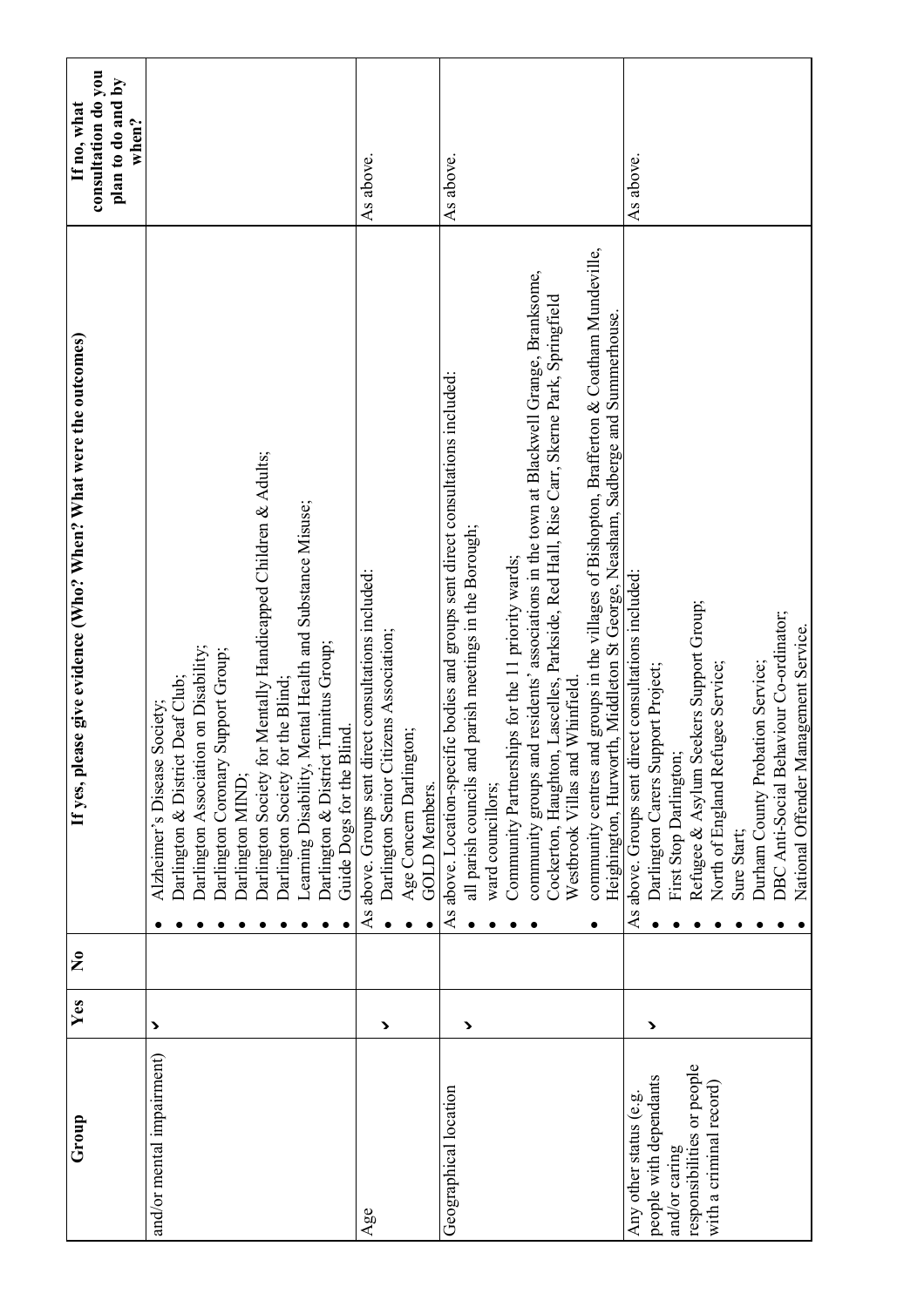| Group | Yes | No | If yes, please give evidence (Who? When? What were the outcomes) | If no, what consultation do you plan to do and by when? |
|---|---|---|---|---|
| and/or mental impairment) | ✓ | | • Alzheimer's Disease Society;<br>• Darlington & District Deaf Club;<br>• Darlington Association on Disability;<br>• Darlington Coronary Support Group;<br>• Darlington MIND;<br>• Darlington Society for Mentally Handicapped Children & Adults;<br>• Darlington Society for the Blind;<br>• Learning Disability, Mental Health and Substance Misuse;<br>• Darlington & District Tinnitus Group;<br>• Guide Dogs for the Blind. | |
| Age | ✓ | | As above. Groups sent direct consultations included:<br>• Darlington Senior Citizens Association;<br>• Age Concern Darlington;<br>• GOLD Members. | As above. |
| Geographical location | ✓ | | As above. Location-specific bodies and groups sent direct consultations included:<br>• all parish councils and parish meetings in the Borough;<br>• ward councillors;<br>• Community Partnerships for the 11 priority wards;<br>• community groups and residents' associations in the town at Blackwell Grange, Branksome, Cockerton, Haughton, Lascelles, Parkside, Red Hall, Rise Carr, Skerne Park, Springfield Westbrook Villas and Whinfield.<br>• community centres and groups in the villages of Bishopton, Brafferton & Coatham Mundeville, Heighington, Hurworth, Middleton St George, Neasham, Sadberge and Summerhouse. | As above. |
| Any other status (e.g. people with dependants and/or caring responsibilities or people with a criminal record) | ✓ | | As above. Groups sent direct consultations included:<br>• Darlington Carers Support Project;<br>• First Stop Darlington;<br>• Refugee & Asylum Seekers Support Group;<br>• North of England Refugee Service;<br>• Sure Start;<br>• Durham County Probation Service;<br>• DBC Anti-Social Behaviour Co-ordinator;<br>• National Offender Management Service. | As above. |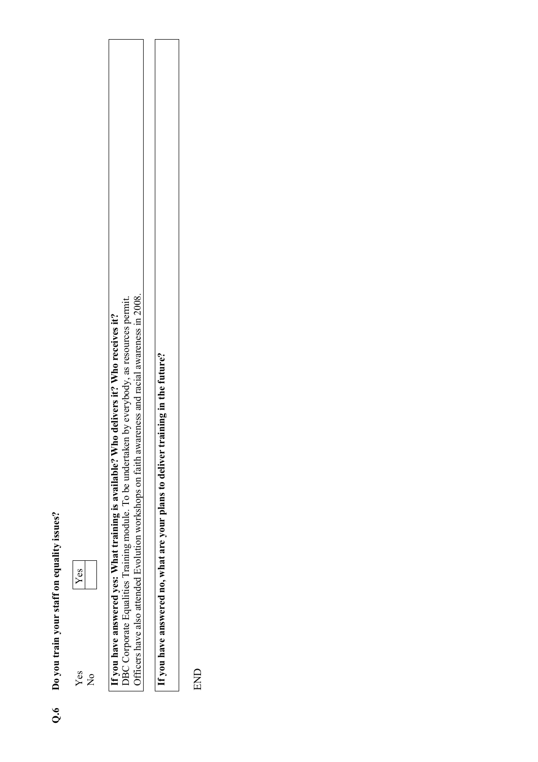**Q.6 Do you train your staff on equality issues?**

| | |
|---|---|
| Yes | Yes |
| No | |

**If you have answered yes: What training is available? Who delivers it? Who receives it?**
DBC Corporate Equalities Training module. To be undertaken by everybody, as resources permit.
Officers have also attended Evolution workshops on faith awareness and racial awareness in 2008.

**If you have answered no, what are your plans to deliver training in the future?**

END